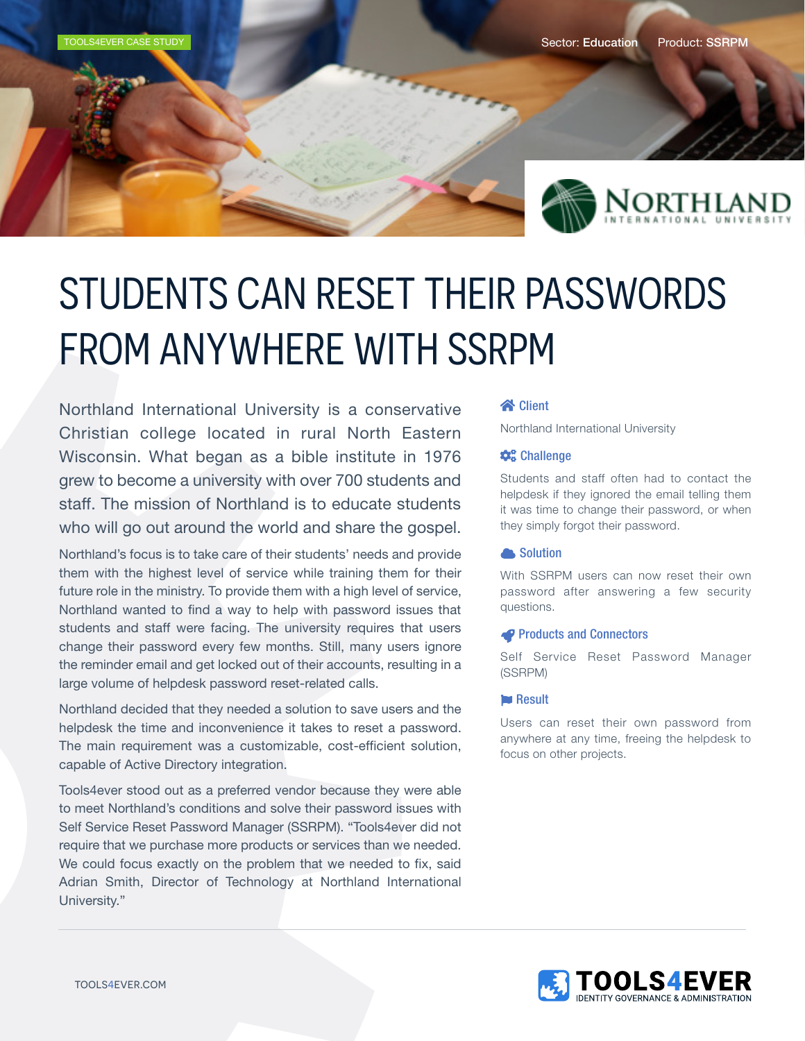TOOLS4EVER CASE STUDY

Sector: **Education** Product: **SSRPM**

# STUDENTS CAN RESET THEIR PASSWORDS FROM ANYWHERE WITH SSRPM

Northland International University is a conservative Christian college located in rural North Eastern Wisconsin. What began as a bible institute in 1976 grew to become a university with over 700 students and staff. The mission of Northland is to educate students who will go out around the world and share the gospel.

Northland's focus is to take care of their students' needs and provide them with the highest level of service while training them for their future role in the ministry. To provide them with a high level of service, Northland wanted to find a way to help with password issues that students and staff were facing. The university requires that users change their password every few months. Still, many users ignore the reminder email and get locked out of their accounts, resulting in a large volume of helpdesk password reset-related calls.

Northland decided that they needed a solution to save users and the helpdesk the time and inconvenience it takes to reset a password. The main requirement was a customizable, cost-efficient solution, capable of Active Directory integration.

Tools4ever stood out as a preferred vendor because they were able to meet Northland's conditions and solve their password issues with Self Service Reset Password Manager (SSRPM). "Tools4ever did not require that we purchase more products or services than we needed. We could focus exactly on the problem that we needed to fix, said Adrian Smith, Director of Technology at Northland International University."

### Client

Northland International University

### Challenge

Students and staff often had to contact the helpdesk if they ignored the email telling them it was time to change their password, or when they simply forgot their password.

### Solution

With SSRPM users can now reset their own password after answering a few security questions.

### Products and Connectors

Self Service Reset Password Manager (SSRPM)

### Result

Users can reset their own password from anywhere at any time, freeing the helpdesk to focus on other projects.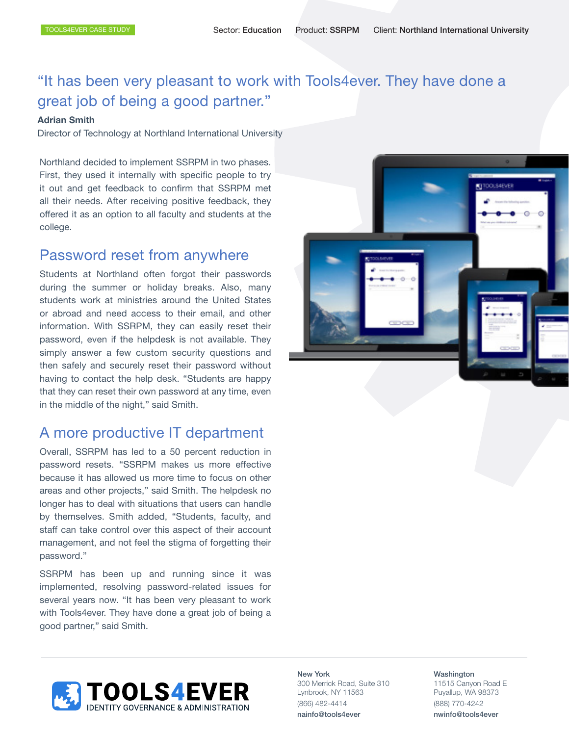TOOLS4EVER CASE STUDY

Sector: **Education** Product: **SSRPM** Client: **Northland International University**

"It has been very pleasant to work with Tools4ever. They have done a great job of being a good partner."

**Adrian Smith**
Director of Technology at Northland International University

Northland decided to implement SSRPM in two phases. First, they used it internally with specific people to try it out and get feedback to confirm that SSRPM met all their needs. After receiving positive feedback, they offered it as an option to all faculty and students at the college.

## Password reset from anywhere

Students at Northland often forgot their passwords during the summer or holiday breaks. Also, many students work at ministries around the United States or abroad and need access to their email, and other information. With SSRPM, they can easily reset their password, even if the helpdesk is not available. They simply answer a few custom security questions and then safely and securely reset their password without having to contact the help desk. "Students are happy that they can reset their own password at any time, even in the middle of the night," said Smith.

## A more productive IT department

Overall, SSRPM has led to a 50 percent reduction in password resets. "SSRPM makes us more effective because it has allowed us more time to focus on other areas and other projects," said Smith. The helpdesk no longer has to deal with situations that users can handle by themselves. Smith added, "Students, faculty, and staff can take control over this aspect of their account management, and not feel the stigma of forgetting their password."

SSRPM has been up and running since it was implemented, resolving password-related issues for several years now. "It has been very pleasant to work with Tools4ever. They have done a great job of being a good partner," said Smith.

TOOLS4EVER
IDENTITY GOVERNANCE & ADMINISTRATION

**New York**
300 Merrick Road, Suite 310
Lynbrook, NY 11563
(866) 482-4414
**nainfo@tools4ever**

**Washington**
11515 Canyon Road E
Puyallup, WA 98373
(888) 770-4242
**nwinfo@tools4ever**